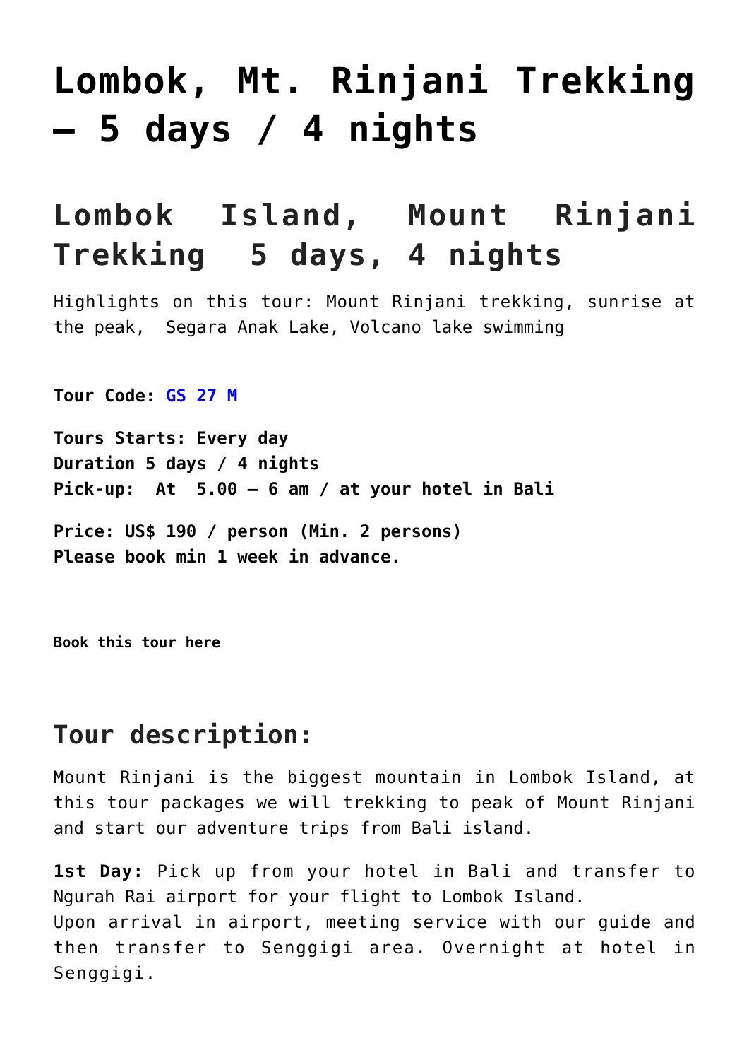# Lombok, Mt. Rinjani Trekking – 5 days / 4 nights

## Lombok Island, Mount Rinjani Trekking  5 days, 4 nights

Highlights on this tour: Mount Rinjani trekking, sunrise at the peak,  Segara Anak Lake, Volcano lake swimming

**Tour Code: GS 27 M**

**Tours Starts: Every day**
**Duration 5 days / 4 nights**
**Pick-up:  At  5.00 – 6 am / at your hotel in Bali**

**Price: US$ 190 / person (Min. 2 persons)**
**Please book min 1 week in advance.**

**Book this tour here**

## Tour description:

Mount Rinjani is the biggest mountain in Lombok Island, at this tour packages we will trekking to peak of Mount Rinjani and start our adventure trips from Bali island.

**1st Day:** Pick up from your hotel in Bali and transfer to Ngurah Rai airport for your flight to Lombok Island.
Upon arrival in airport, meeting service with our guide and then transfer to Senggigi area. Overnight at hotel in Senggigi.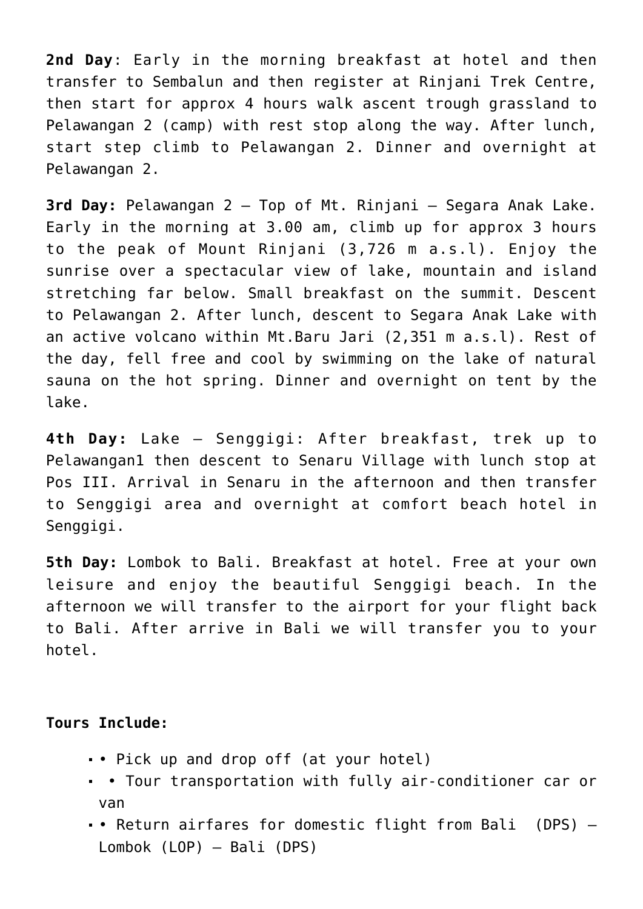**2nd Day**: Early in the morning breakfast at hotel and then transfer to Sembalun and then register at Rinjani Trek Centre, then start for approx 4 hours walk ascent trough grassland to Pelawangan 2 (camp) with rest stop along the way. After lunch, start step climb to Pelawangan 2. Dinner and overnight at Pelawangan 2.

**3rd Day:** Pelawangan 2 – Top of Mt. Rinjani – Segara Anak Lake. Early in the morning at 3.00 am, climb up for approx 3 hours to the peak of Mount Rinjani (3,726 m a.s.l). Enjoy the sunrise over a spectacular view of lake, mountain and island stretching far below. Small breakfast on the summit. Descent to Pelawangan 2. After lunch, descent to Segara Anak Lake with an active volcano within Mt.Baru Jari (2,351 m a.s.l). Rest of the day, fell free and cool by swimming on the lake of natural sauna on the hot spring. Dinner and overnight on tent by the lake.

**4th Day:** Lake – Senggigi: After breakfast, trek up to Pelawangan1 then descent to Senaru Village with lunch stop at Pos III. Arrival in Senaru in the afternoon and then transfer to Senggigi area and overnight at comfort beach hotel in Senggigi.

**5th Day:** Lombok to Bali. Breakfast at hotel. Free at your own leisure and enjoy the beautiful Senggigi beach. In the afternoon we will transfer to the airport for your flight back to Bali. After arrive in Bali we will transfer you to your hotel.

**Tours Include:**

- • Pick up and drop off (at your hotel)
- • Tour transportation with fully air-conditioner car or van
- • Return airfares for domestic flight from Bali (DPS) – Lombok (LOP) – Bali (DPS)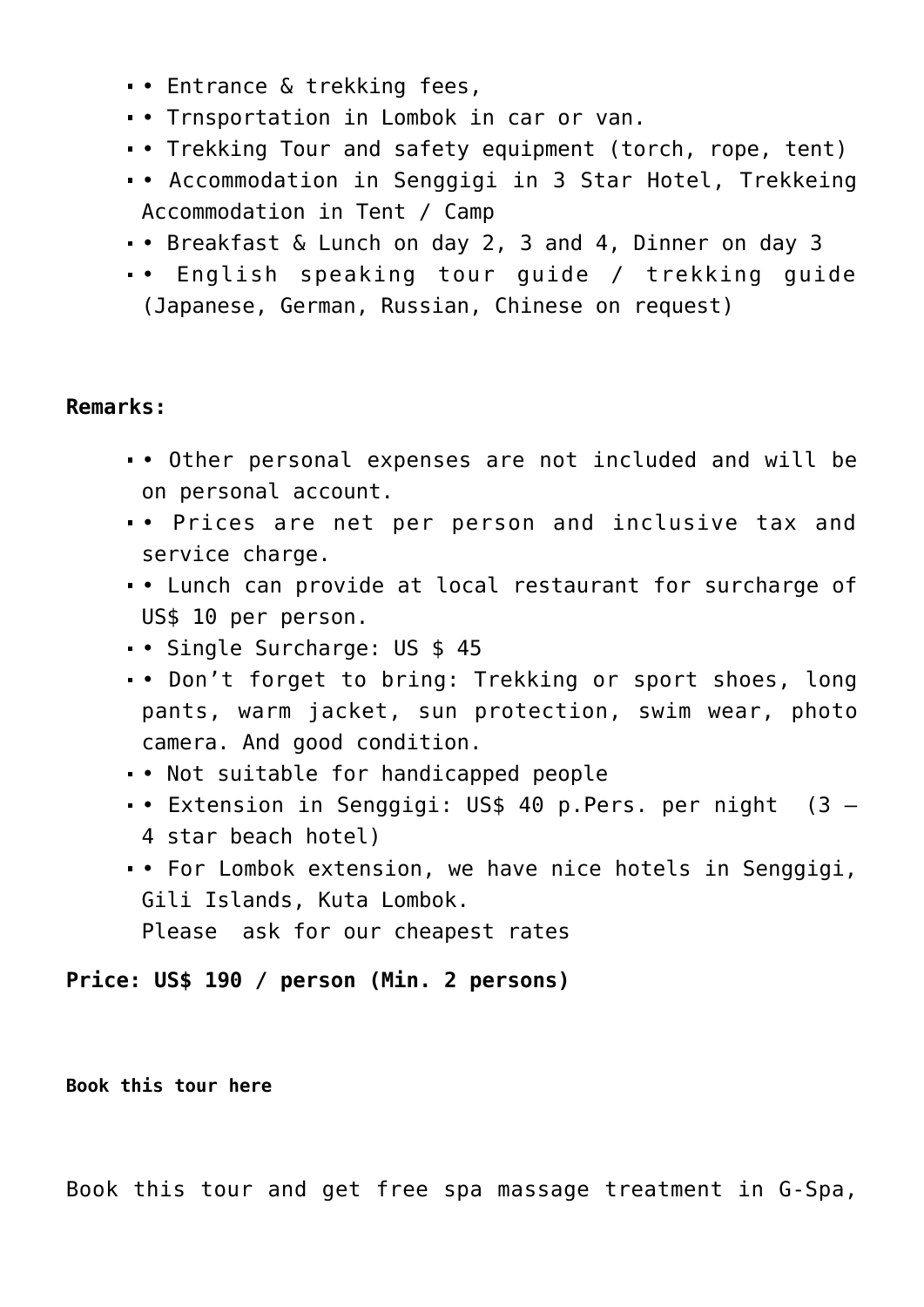- • Entrance & trekking fees,
- • Trnsportation in Lombok in car or van.
- • Trekking Tour and safety equipment (torch, rope, tent)
- • Accommodation in Senggigi in 3 Star Hotel, Trekkeing Accommodation in Tent / Camp
- • Breakfast & Lunch on day 2, 3 and 4, Dinner on day 3
- • English speaking tour guide / trekking guide (Japanese, German, Russian, Chinese on request)

**Remarks:**

- • Other personal expenses are not included and will be on personal account.
- • Prices are net per person and inclusive tax and service charge.
- • Lunch can provide at local restaurant for surcharge of US$ 10 per person.
- • Single Surcharge: US $ 45
- • Don't forget to bring: Trekking or sport shoes, long pants, warm jacket, sun protection, swim wear, photo camera. And good condition.
- • Not suitable for handicapped people
- • Extension in Senggigi: US$ 40 p.Pers. per night (3 – 4 star beach hotel)
- • For Lombok extension, we have nice hotels in Senggigi, Gili Islands, Kuta Lombok.
  Please ask for our cheapest rates

**Price: US$ 190 / person (Min. 2 persons)**

**Book this tour here**

Book this tour and get free spa massage treatment in G-Spa,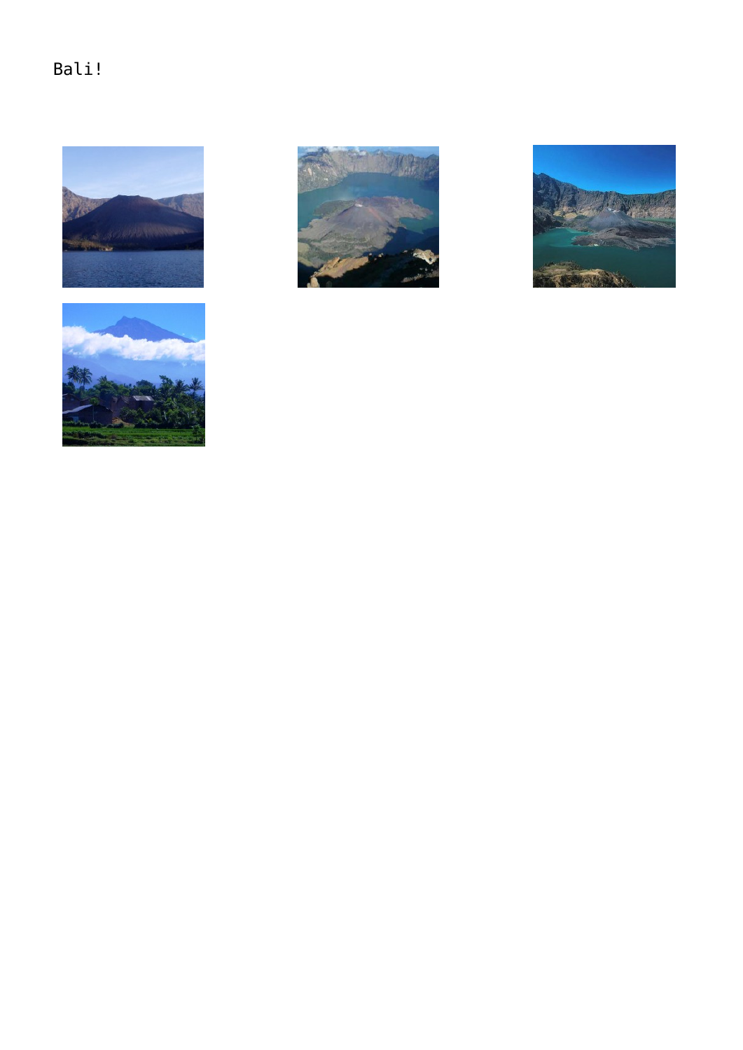Bali!